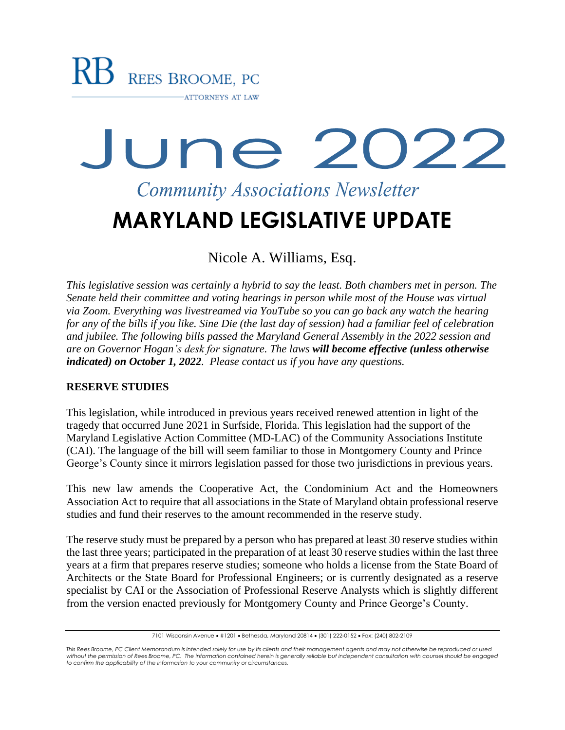RB REES BROOME, PC

ATTORNEYS AT LAW

# June 2022

*Community Associations Newsletter*

# MARYLAND LEGISLATIVE UPDATE

Nicole A. Williams, Esq.

*This legislative session was certainly a hybrid to say the least. Both chambers met in person. The Senate held their committee and voting hearings in person while most of the House was virtual via Zoom. Everything was livestreamed via YouTube so you can go back any watch the hearing for any of the bills if you like. Sine Die (the last day of session) had a familiar feel of celebration and jubilee. The following bills passed the Maryland General Assembly in the 2022 session and are on Governor Hogan's desk for signature. The laws **will become effective (unless otherwise indicated) on October 1, 2022**. Please contact us if you have any questions.*

**RESERVE STUDIES**

This legislation, while introduced in previous years received renewed attention in light of the tragedy that occurred June 2021 in Surfside, Florida. This legislation had the support of the Maryland Legislative Action Committee (MD-LAC) of the Community Associations Institute (CAI). The language of the bill will seem familiar to those in Montgomery County and Prince George's County since it mirrors legislation passed for those two jurisdictions in previous years.

This new law amends the Cooperative Act, the Condominium Act and the Homeowners Association Act to require that all associations in the State of Maryland obtain professional reserve studies and fund their reserves to the amount recommended in the reserve study.

The reserve study must be prepared by a person who has prepared at least 30 reserve studies within the last three years; participated in the preparation of at least 30 reserve studies within the last three years at a firm that prepares reserve studies; someone who holds a license from the State Board of Architects or the State Board for Professional Engineers; or is currently designated as a reserve specialist by CAI or the Association of Professional Reserve Analysts which is slightly different from the version enacted previously for Montgomery County and Prince George's County.

7101 Wisconsin Avenue • #1201 • Bethesda, Maryland 20814 • (301) 222-0152 • Fax: (240) 802-2109

*This Rees Broome, PC Client Memorandum is intended solely for use by its clients and their management agents and may not otherwise be reproduced or used without the permission of Rees Broome, PC. The information contained herein is generally reliable but independent consultation with counsel should be engaged to confirm the applicability of the information to your community or circumstances.*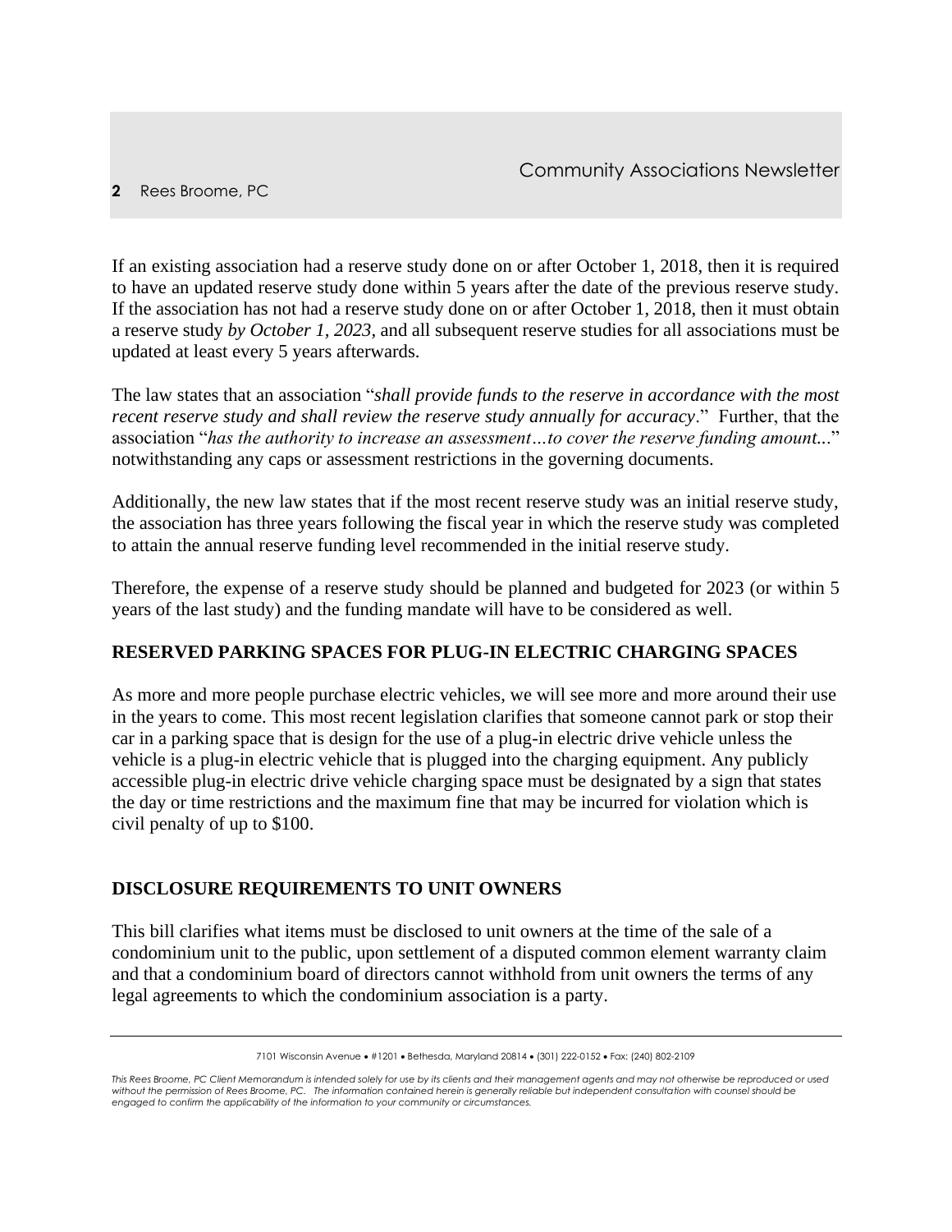If an existing association had a reserve study done on or after October 1, 2018, then it is required to have an updated reserve study done within 5 years after the date of the previous reserve study. If the association has not had a reserve study done on or after October 1, 2018, then it must obtain a reserve study *by October 1, 2023,* and all subsequent reserve studies for all associations must be updated at least every 5 years afterwards.

The law states that an association "*shall provide funds to the reserve in accordance with the most recent reserve study and shall review the reserve study annually for accuracy*." Further, that the association "*has the authority to increase an assessment…to cover the reserve funding amount..*." notwithstanding any caps or assessment restrictions in the governing documents.

Additionally, the new law states that if the most recent reserve study was an initial reserve study, the association has three years following the fiscal year in which the reserve study was completed to attain the annual reserve funding level recommended in the initial reserve study.

Therefore, the expense of a reserve study should be planned and budgeted for 2023 (or within 5 years of the last study) and the funding mandate will have to be considered as well.

## RESERVED PARKING SPACES FOR PLUG-IN ELECTRIC CHARGING SPACES

As more and more people purchase electric vehicles, we will see more and more around their use in the years to come. This most recent legislation clarifies that someone cannot park or stop their car in a parking space that is design for the use of a plug-in electric drive vehicle unless the vehicle is a plug-in electric vehicle that is plugged into the charging equipment. Any publicly accessible plug-in electric drive vehicle charging space must be designated by a sign that states the day or time restrictions and the maximum fine that may be incurred for violation which is civil penalty of up to $100.

## DISCLOSURE REQUIREMENTS TO UNIT OWNERS

This bill clarifies what items must be disclosed to unit owners at the time of the sale of a condominium unit to the public, upon settlement of a disputed common element warranty claim and that a condominium board of directors cannot withhold from unit owners the terms of any legal agreements to which the condominium association is a party.

7101 Wisconsin Avenue • #1201 • Bethesda, Maryland 20814 • (301) 222-0152 • Fax: (240) 802-2109

*This Rees Broome, PC Client Memorandum is intended solely for use by its clients and their management agents and may not otherwise be reproduced or used without the permission of Rees Broome, PC. The information contained herein is generally reliable but independent consultation with counsel should be engaged to confirm the applicability of the information to your community or circumstances.*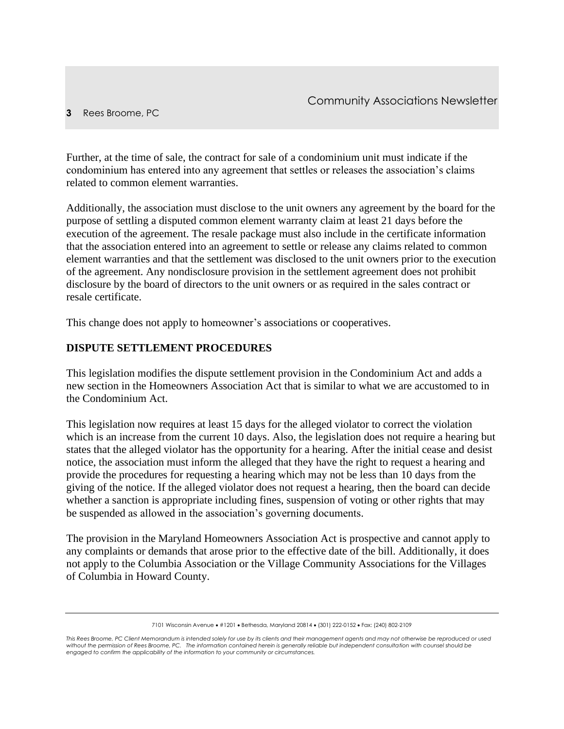Further, at the time of sale, the contract for sale of a condominium unit must indicate if the condominium has entered into any agreement that settles or releases the association's claims related to common element warranties.

Additionally, the association must disclose to the unit owners any agreement by the board for the purpose of settling a disputed common element warranty claim at least 21 days before the execution of the agreement. The resale package must also include in the certificate information that the association entered into an agreement to settle or release any claims related to common element warranties and that the settlement was disclosed to the unit owners prior to the execution of the agreement. Any nondisclosure provision in the settlement agreement does not prohibit disclosure by the board of directors to the unit owners or as required in the sales contract or resale certificate.

This change does not apply to homeowner's associations or cooperatives.

## DISPUTE SETTLEMENT PROCEDURES

This legislation modifies the dispute settlement provision in the Condominium Act and adds a new section in the Homeowners Association Act that is similar to what we are accustomed to in the Condominium Act.

This legislation now requires at least 15 days for the alleged violator to correct the violation which is an increase from the current 10 days. Also, the legislation does not require a hearing but states that the alleged violator has the opportunity for a hearing. After the initial cease and desist notice, the association must inform the alleged that they have the right to request a hearing and provide the procedures for requesting a hearing which may not be less than 10 days from the giving of the notice. If the alleged violator does not request a hearing, then the board can decide whether a sanction is appropriate including fines, suspension of voting or other rights that may be suspended as allowed in the association's governing documents.

The provision in the Maryland Homeowners Association Act is prospective and cannot apply to any complaints or demands that arose prior to the effective date of the bill. Additionally, it does not apply to the Columbia Association or the Village Community Associations for the Villages of Columbia in Howard County.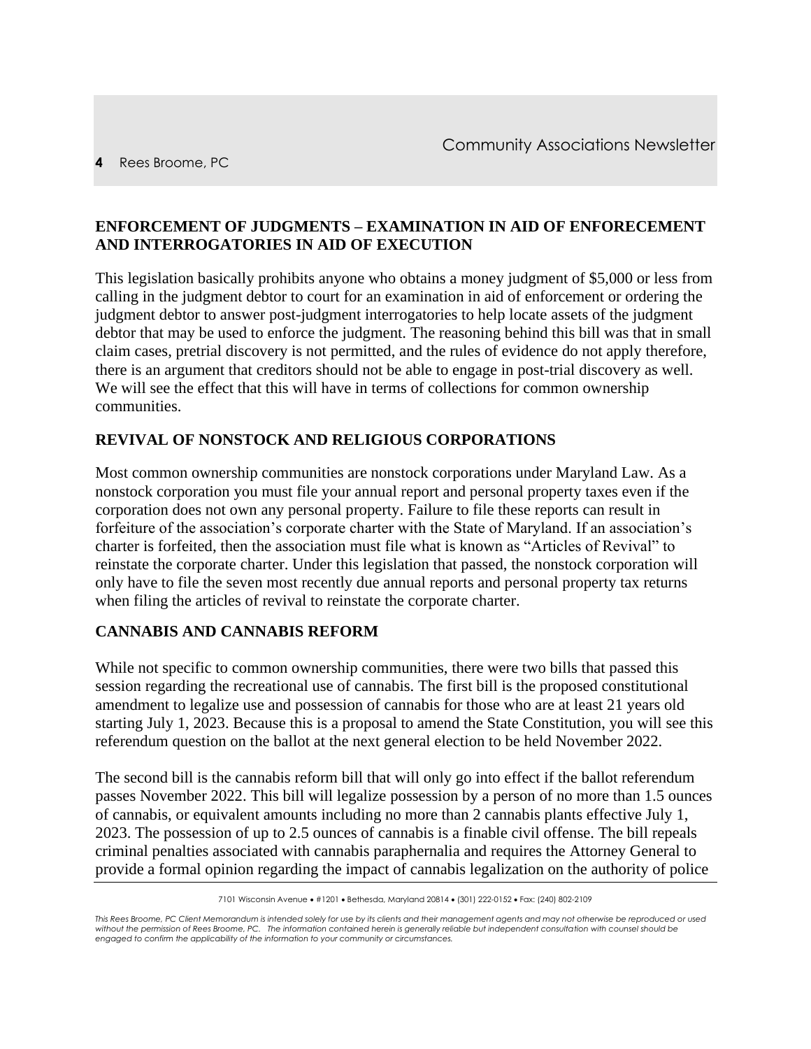## ENFORCEMENT OF JUDGMENTS – EXAMINATION IN AID OF ENFORECEMENT AND INTERROGATORIES IN AID OF EXECUTION

This legislation basically prohibits anyone who obtains a money judgment of $5,000 or less from calling in the judgment debtor to court for an examination in aid of enforcement or ordering the judgment debtor to answer post-judgment interrogatories to help locate assets of the judgment debtor that may be used to enforce the judgment. The reasoning behind this bill was that in small claim cases, pretrial discovery is not permitted, and the rules of evidence do not apply therefore, there is an argument that creditors should not be able to engage in post-trial discovery as well. We will see the effect that this will have in terms of collections for common ownership communities.

## REVIVAL OF NONSTOCK AND RELIGIOUS CORPORATIONS

Most common ownership communities are nonstock corporations under Maryland Law. As a nonstock corporation you must file your annual report and personal property taxes even if the corporation does not own any personal property. Failure to file these reports can result in forfeiture of the association's corporate charter with the State of Maryland. If an association's charter is forfeited, then the association must file what is known as "Articles of Revival" to reinstate the corporate charter. Under this legislation that passed, the nonstock corporation will only have to file the seven most recently due annual reports and personal property tax returns when filing the articles of revival to reinstate the corporate charter.

## CANNABIS AND CANNABIS REFORM

While not specific to common ownership communities, there were two bills that passed this session regarding the recreational use of cannabis. The first bill is the proposed constitutional amendment to legalize use and possession of cannabis for those who are at least 21 years old starting July 1, 2023. Because this is a proposal to amend the State Constitution, you will see this referendum question on the ballot at the next general election to be held November 2022.

The second bill is the cannabis reform bill that will only go into effect if the ballot referendum passes November 2022. This bill will legalize possession by a person of no more than 1.5 ounces of cannabis, or equivalent amounts including no more than 2 cannabis plants effective July 1, 2023. The possession of up to 2.5 ounces of cannabis is a finable civil offense. The bill repeals criminal penalties associated with cannabis paraphernalia and requires the Attorney General to provide a formal opinion regarding the impact of cannabis legalization on the authority of police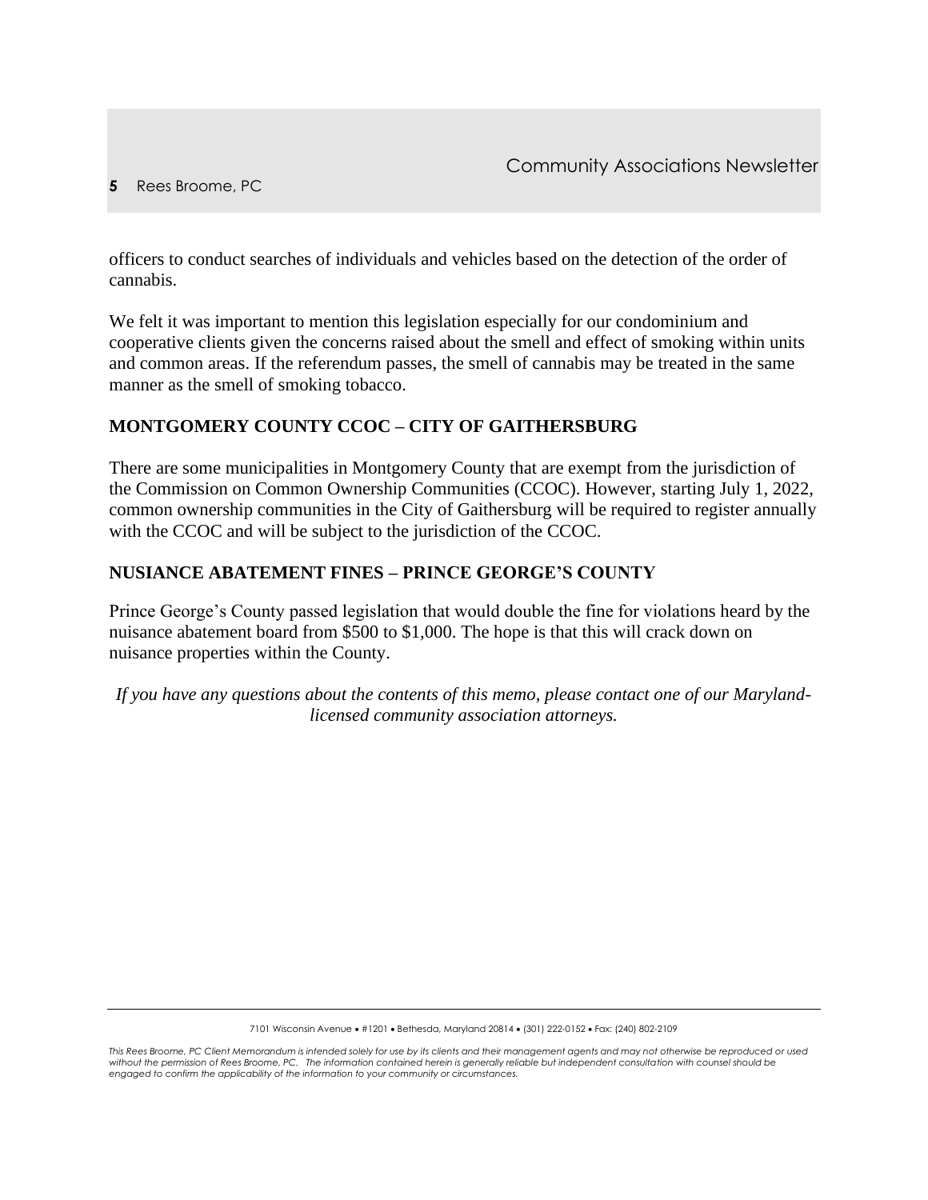officers to conduct searches of individuals and vehicles based on the detection of the order of cannabis.

We felt it was important to mention this legislation especially for our condominium and cooperative clients given the concerns raised about the smell and effect of smoking within units and common areas. If the referendum passes, the smell of cannabis may be treated in the same manner as the smell of smoking tobacco.

## MONTGOMERY COUNTY CCOC – CITY OF GAITHERSBURG

There are some municipalities in Montgomery County that are exempt from the jurisdiction of the Commission on Common Ownership Communities (CCOC). However, starting July 1, 2022, common ownership communities in the City of Gaithersburg will be required to register annually with the CCOC and will be subject to the jurisdiction of the CCOC.

## NUSIANCE ABATEMENT FINES – PRINCE GEORGE'S COUNTY

Prince George's County passed legislation that would double the fine for violations heard by the nuisance abatement board from $500 to $1,000. The hope is that this will crack down on nuisance properties within the County.

*If you have any questions about the contents of this memo, please contact one of our Maryland-licensed community association attorneys.*

7101 Wisconsin Avenue • #1201 • Bethesda, Maryland 20814 • (301) 222-0152 • Fax: (240) 802-2109

*This Rees Broome, PC Client Memorandum is intended solely for use by its clients and their management agents and may not otherwise be reproduced or used without the permission of Rees Broome, PC. The information contained herein is generally reliable but independent consultation with counsel should be engaged to confirm the applicability of the information to your community or circumstances.*